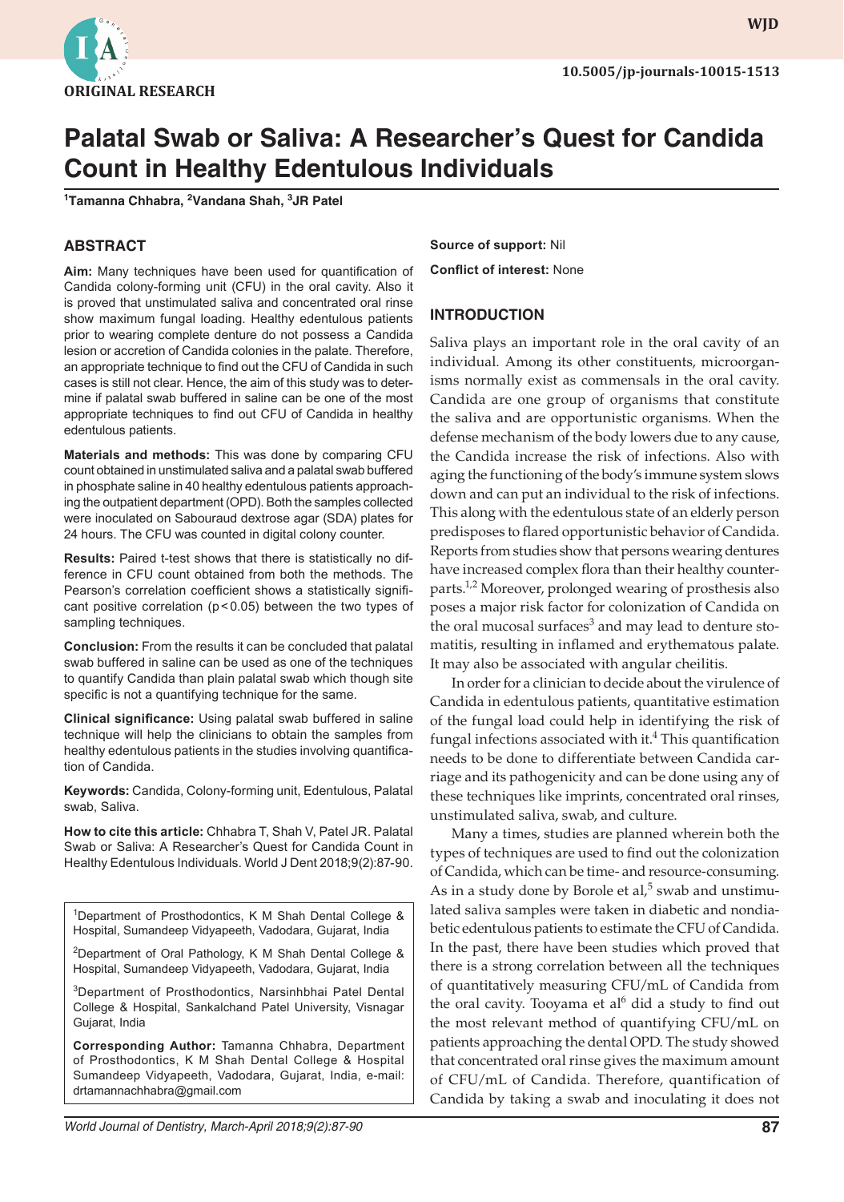ORIGINAL RESEARCH

10.5005/jp-journals-10015-1513

# Palatal Swab or Saliva: A Researcher's Quest for Candida Count in Healthy Edentulous Individuals

[1]Tamanna Chhabra, [2]Vandana Shah, [3]JR Patel

## ABSTRACT

**Aim:** Many techniques have been used for quantification of Candida colony-forming unit (CFU) in the oral cavity. Also it is proved that unstimulated saliva and concentrated oral rinse show maximum fungal loading. Healthy edentulous patients prior to wearing complete denture do not possess a Candida lesion or accretion of Candida colonies in the palate. Therefore, an appropriate technique to find out the CFU of Candida in such cases is still not clear. Hence, the aim of this study was to determine if palatal swab buffered in saline can be one of the most appropriate techniques to find out CFU of Candida in healthy edentulous patients.

**Materials and methods:** This was done by comparing CFU count obtained in unstimulated saliva and a palatal swab buffered in phosphate saline in 40 healthy edentulous patients approaching the outpatient department (OPD). Both the samples collected were inoculated on Sabouraud dextrose agar (SDA) plates for 24 hours. The CFU was counted in digital colony counter.

**Results:** Paired t-test shows that there is statistically no difference in CFU count obtained from both the methods. The Pearson's correlation coefficient shows a statistically significant positive correlation ($p < 0.05$) between the two types of sampling techniques.

**Conclusion:** From the results it can be concluded that palatal swab buffered in saline can be used as one of the techniques to quantify Candida than plain palatal swab which though site specific is not a quantifying technique for the same.

**Clinical significance:** Using palatal swab buffered in saline technique will help the clinicians to obtain the samples from healthy edentulous patients in the studies involving quantification of Candida.

**Keywords:** Candida, Colony-forming unit, Edentulous, Palatal swab, Saliva.

**How to cite this article:** Chhabra T, Shah V, Patel JR. Palatal Swab or Saliva: A Researcher's Quest for Candida Count in Healthy Edentulous Individuals. World J Dent 2018;9(2):87-90.

[1]Department of Prosthodontics, K M Shah Dental College & Hospital, Sumandeep Vidyapeeth, Vadodara, Gujarat, India

[2]Department of Oral Pathology, K M Shah Dental College & Hospital, Sumandeep Vidyapeeth, Vadodara, Gujarat, India

[3]Department of Prosthodontics, Narsinhbhai Patel Dental College & Hospital, Sankalchand Patel University, Visnagar Gujarat, India

**Corresponding Author:** Tamanna Chhabra, Department of Prosthodontics, K M Shah Dental College & Hospital Sumandeep Vidyapeeth, Vadodara, Gujarat, India, e-mail: drtamannachhabra@gmail.com

**Source of support:** Nil

**Conflict of interest:** None

## INTRODUCTION

Saliva plays an important role in the oral cavity of an individual. Among its other constituents, microorganisms normally exist as commensals in the oral cavity. Candida are one group of organisms that constitute the saliva and are opportunistic organisms. When the defense mechanism of the body lowers due to any cause, the Candida increase the risk of infections. Also with aging the functioning of the body's immune system slows down and can put an individual to the risk of infections. This along with the edentulous state of an elderly person predisposes to flared opportunistic behavior of Candida. Reports from studies show that persons wearing dentures have increased complex flora than their healthy counterparts.[1,2] Moreover, prolonged wearing of prosthesis also poses a major risk factor for colonization of Candida on the oral mucosal surfaces[3] and may lead to denture stomatitis, resulting in inflamed and erythematous palate. It may also be associated with angular cheilitis.

In order for a clinician to decide about the virulence of Candida in edentulous patients, quantitative estimation of the fungal load could help in identifying the risk of fungal infections associated with it.[4] This quantification needs to be done to differentiate between Candida carriage and its pathogenicity and can be done using any of these techniques like imprints, concentrated oral rinses, unstimulated saliva, swab, and culture.

Many a times, studies are planned wherein both the types of techniques are used to find out the colonization of Candida, which can be time- and resource-consuming. As in a study done by Borole et al,[5] swab and unstimulated saliva samples were taken in diabetic and nondiabetic edentulous patients to estimate the CFU of Candida. In the past, there have been studies which proved that there is a strong correlation between all the techniques of quantitatively measuring CFU/mL of Candida from the oral cavity. Tooyama et al[6] did a study to find out the most relevant method of quantifying CFU/mL on patients approaching the dental OPD. The study showed that concentrated oral rinse gives the maximum amount of CFU/mL of Candida. Therefore, quantification of Candida by taking a swab and inoculating it does not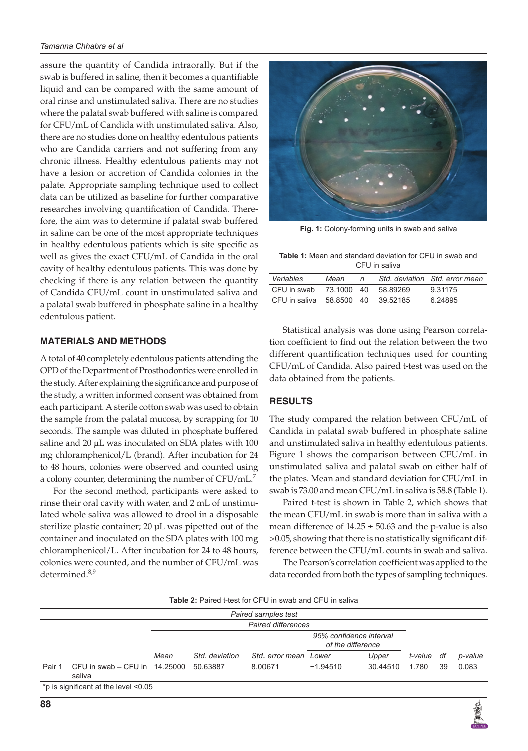assure the quantity of Candida intraorally. But if the swab is buffered in saline, then it becomes a quantifiable liquid and can be compared with the same amount of oral rinse and unstimulated saliva. There are no studies where the palatal swab buffered with saline is compared for CFU/mL of Candida with unstimulated saliva. Also, there are no studies done on healthy edentulous patients who are Candida carriers and not suffering from any chronic illness. Healthy edentulous patients may not have a lesion or accretion of Candida colonies in the palate. Appropriate sampling technique used to collect data can be utilized as baseline for further comparative researches involving quantification of Candida. Therefore, the aim was to determine if palatal swab buffered in saline can be one of the most appropriate techniques in healthy edentulous patients which is site specific as well as gives the exact CFU/mL of Candida in the oral cavity of healthy edentulous patients. This was done by checking if there is any relation between the quantity of Candida CFU/mL count in unstimulated saliva and a palatal swab buffered in phosphate saline in a healthy edentulous patient.

## MATERIALS AND METHODS

A total of 40 completely edentulous patients attending the OPD of the Department of Prosthodontics were enrolled in the study. After explaining the significance and purpose of the study, a written informed consent was obtained from each participant. A sterile cotton swab was used to obtain the sample from the palatal mucosa, by scrapping for 10 seconds. The sample was diluted in phosphate buffered saline and 20 µL was inoculated on SDA plates with 100 mg chloramphenicol/L (brand). After incubation for 24 to 48 hours, colonies were observed and counted using a colony counter, determining the number of CFU/mL.[7]

For the second method, participants were asked to rinse their oral cavity with water, and 2 mL of unstimulated whole saliva was allowed to drool in a disposable sterilize plastic container; 20 µL was pipetted out of the container and inoculated on the SDA plates with 100 mg chloramphenicol/L. After incubation for 24 to 48 hours, colonies were counted, and the number of CFU/mL was determined.[8,9]

**Fig. 1:** Colony-forming units in swab and saliva

**Table 1:** Mean and standard deviation for CFU in swab and CFU in saliva

| Variables | Mean | n | Std. deviation | Std. error mean |
|---|---|---|---|---|
| CFU in swab | 73.1000 | 40 | 58.89269 | 9.31175 |
| CFU in saliva | 58.8500 | 40 | 39.52185 | 6.24895 |

Statistical analysis was done using Pearson correlation coefficient to find out the relation between the two different quantification techniques used for counting CFU/mL of Candida. Also paired t-test was used on the data obtained from the patients.

## RESULTS

The study compared the relation between CFU/mL of Candida in palatal swab buffered in phosphate saline and unstimulated saliva in healthy edentulous patients. Figure 1 shows the comparison between CFU/mL in unstimulated saliva and palatal swab on either half of the plates. Mean and standard deviation for CFU/mL in swab is 73.00 and mean CFU/mL in saliva is 58.8 (Table 1).

Paired t-test is shown in Table 2, which shows that the mean CFU/mL in swab is more than in saliva with a mean difference of $14.25 \pm 50.63$ and the p-value is also $>0.05$, showing that there is no statistically significant difference between the CFU/mL counts in swab and saliva.

The Pearson's correlation coefficient was applied to the data recorded from both the types of sampling techniques.

**Table 2:** Paired t-test for CFU in swab and CFU in saliva

| Paired samples test | | | | | | | | | |
|---|---|---|---|---|---|---|---|---|---|
| | | Paired differences | | | | | | | |
| | | | | | 95% confidence interval of the difference | | | | |
| | | Mean | Std. deviation | Std. error mean | Lower | Upper | t-value | df | p-value |
| Pair 1 | CFU in swab – CFU in saliva | 14.25000 | 50.63887 | 8.00671 | −1.94510 | 30.44510 | 1.780 | 39 | 0.083 |

*p is significant at the level <0.05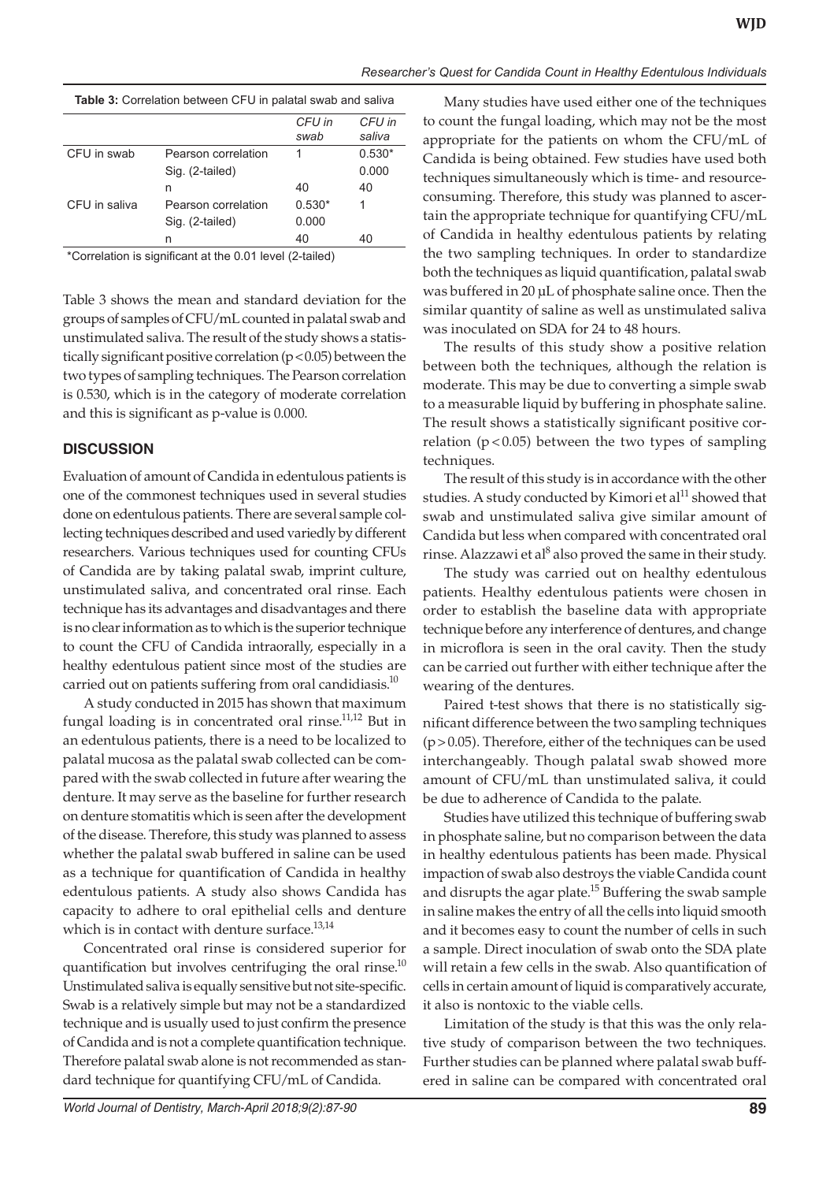**Table 3:** Correlation between CFU in palatal swab and saliva

| | | CFU in swab | CFU in saliva |
|---|---|---|---|
| CFU in swab | Pearson correlation | 1 | 0.530* |
| | Sig. (2-tailed) | | 0.000 |
| | n | 40 | 40 |
| CFU in saliva | Pearson correlation | 0.530* | 1 |
| | Sig. (2-tailed) | 0.000 | |
| | n | 40 | 40 |

*Correlation is significant at the 0.01 level (2-tailed)

Table 3 shows the mean and standard deviation for the groups of samples of CFU/mL counted in palatal swab and unstimulated saliva. The result of the study shows a statistically significant positive correlation ($p < 0.05$) between the two types of sampling techniques. The Pearson correlation is 0.530, which is in the category of moderate correlation and this is significant as p-value is 0.000.

## DISCUSSION

Evaluation of amount of Candida in edentulous patients is one of the commonest techniques used in several studies done on edentulous patients. There are several sample collecting techniques described and used variedly by different researchers. Various techniques used for counting CFUs of Candida are by taking palatal swab, imprint culture, unstimulated saliva, and concentrated oral rinse. Each technique has its advantages and disadvantages and there is no clear information as to which is the superior technique to count the CFU of Candida intraorally, especially in a healthy edentulous patient since most of the studies are carried out on patients suffering from oral candidiasis.[10]

A study conducted in 2015 has shown that maximum fungal loading is in concentrated oral rinse.[11,12] But in an edentulous patients, there is a need to be localized to palatal mucosa as the palatal swab collected can be compared with the swab collected in future after wearing the denture. It may serve as the baseline for further research on denture stomatitis which is seen after the development of the disease. Therefore, this study was planned to assess whether the palatal swab buffered in saline can be used as a technique for quantification of Candida in healthy edentulous patients. A study also shows Candida has capacity to adhere to oral epithelial cells and denture which is in contact with denture surface.[13,14]

Concentrated oral rinse is considered superior for quantification but involves centrifuging the oral rinse.[10] Unstimulated saliva is equally sensitive but not site-specific. Swab is a relatively simple but may not be a standardized technique and is usually used to just confirm the presence of Candida and is not a complete quantification technique. Therefore palatal swab alone is not recommended as standard technique for quantifying CFU/mL of Candida.

Many studies have used either one of the techniques to count the fungal loading, which may not be the most appropriate for the patients on whom the CFU/mL of Candida is being obtained. Few studies have used both techniques simultaneously which is time- and resource-consuming. Therefore, this study was planned to ascertain the appropriate technique for quantifying CFU/mL of Candida in healthy edentulous patients by relating the two sampling techniques. In order to standardize both the techniques as liquid quantification, palatal swab was buffered in 20 μL of phosphate saline once. Then the similar quantity of saline as well as unstimulated saliva was inoculated on SDA for 24 to 48 hours.

The results of this study show a positive relation between both the techniques, although the relation is moderate. This may be due to converting a simple swab to a measurable liquid by buffering in phosphate saline. The result shows a statistically significant positive correlation ($p < 0.05$) between the two types of sampling techniques.

The result of this study is in accordance with the other studies. A study conducted by Kimori et al[11] showed that swab and unstimulated saliva give similar amount of Candida but less when compared with concentrated oral rinse. Alazzawi et al[8] also proved the same in their study.

The study was carried out on healthy edentulous patients. Healthy edentulous patients were chosen in order to establish the baseline data with appropriate technique before any interference of dentures, and change in microflora is seen in the oral cavity. Then the study can be carried out further with either technique after the wearing of the dentures.

Paired t-test shows that there is no statistically significant difference between the two sampling techniques ($p > 0.05$). Therefore, either of the techniques can be used interchangeably. Though palatal swab showed more amount of CFU/mL than unstimulated saliva, it could be due to adherence of Candida to the palate.

Studies have utilized this technique of buffering swab in phosphate saline, but no comparison between the data in healthy edentulous patients has been made. Physical impaction of swab also destroys the viable Candida count and disrupts the agar plate.[15] Buffering the swab sample in saline makes the entry of all the cells into liquid smooth and it becomes easy to count the number of cells in such a sample. Direct inoculation of swab onto the SDA plate will retain a few cells in the swab. Also quantification of cells in certain amount of liquid is comparatively accurate, it also is nontoxic to the viable cells.

Limitation of the study is that this was the only relative study of comparison between the two techniques. Further studies can be planned where palatal swab buffered in saline can be compared with concentrated oral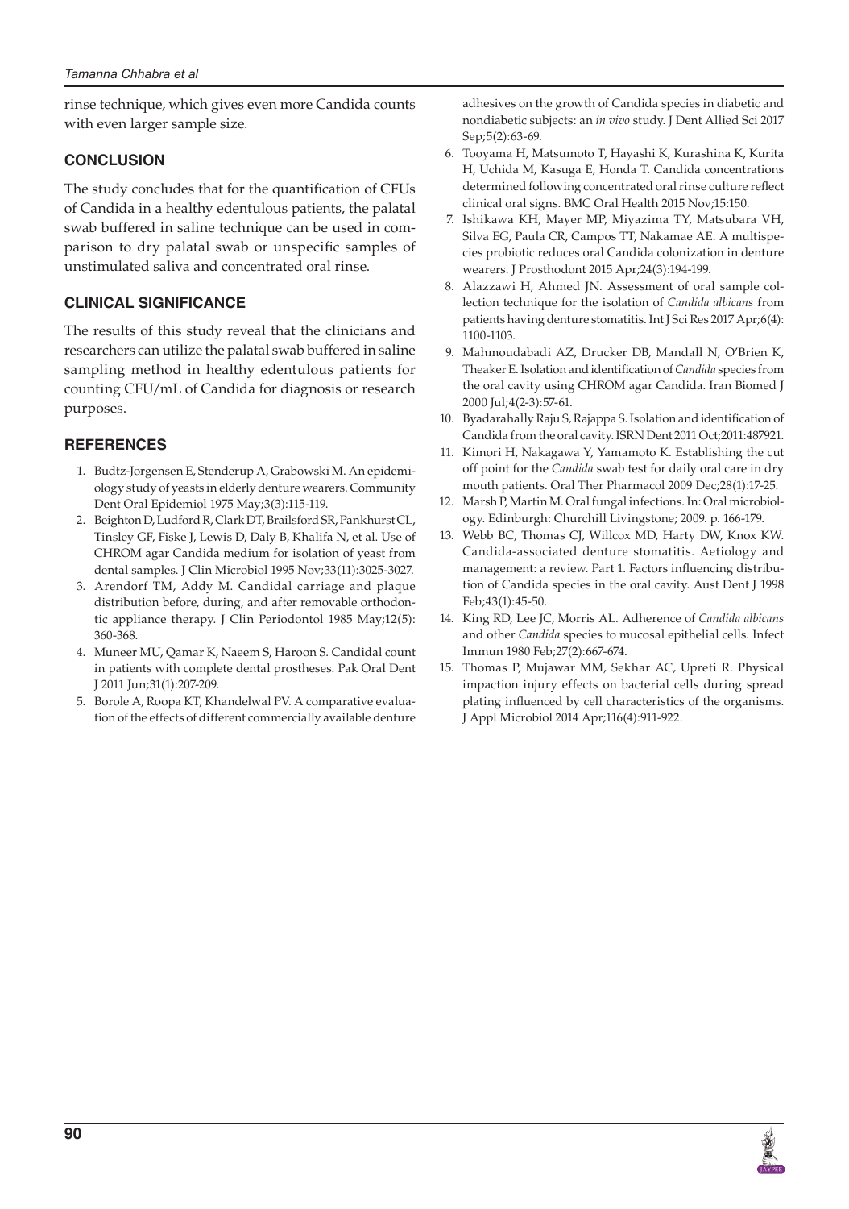rinse technique, which gives even more Candida counts with even larger sample size.

## CONCLUSION

The study concludes that for the quantification of CFUs of Candida in a healthy edentulous patients, the palatal swab buffered in saline technique can be used in comparison to dry palatal swab or unspecific samples of unstimulated saliva and concentrated oral rinse.

## CLINICAL SIGNIFICANCE

The results of this study reveal that the clinicians and researchers can utilize the palatal swab buffered in saline sampling method in healthy edentulous patients for counting CFU/mL of Candida for diagnosis or research purposes.

## REFERENCES

1. Budtz-Jorgensen E, Stenderup A, Grabowski M. An epidemiology study of yeasts in elderly denture wearers. Community Dent Oral Epidemiol 1975 May;3(3):115-119.
2. Beighton D, Ludford R, Clark DT, Brailsford SR, Pankhurst CL, Tinsley GF, Fiske J, Lewis D, Daly B, Khalifa N, et al. Use of CHROM agar Candida medium for isolation of yeast from dental samples. J Clin Microbiol 1995 Nov;33(11):3025-3027.
3. Arendorf TM, Addy M. Candidal carriage and plaque distribution before, during, and after removable orthodontic appliance therapy. J Clin Periodontol 1985 May;12(5): 360-368.
4. Muneer MU, Qamar K, Naeem S, Haroon S. Candidal count in patients with complete dental prostheses. Pak Oral Dent J 2011 Jun;31(1):207-209.
5. Borole A, Roopa KT, Khandelwal PV. A comparative evaluation of the effects of different commercially available denture adhesives on the growth of Candida species in diabetic and nondiabetic subjects: an *in vivo* study. J Dent Allied Sci 2017 Sep;5(2):63-69.
6. Tooyama H, Matsumoto T, Hayashi K, Kurashina K, Kurita H, Uchida M, Kasuga E, Honda T. Candida concentrations determined following concentrated oral rinse culture reflect clinical oral signs. BMC Oral Health 2015 Nov;15:150.
7. Ishikawa KH, Mayer MP, Miyazima TY, Matsubara VH, Silva EG, Paula CR, Campos TT, Nakamae AE. A multispecies probiotic reduces oral Candida colonization in denture wearers. J Prosthodont 2015 Apr;24(3):194-199.
8. Alazzawi H, Ahmed JN. Assessment of oral sample collection technique for the isolation of *Candida albicans* from patients having denture stomatitis. Int J Sci Res 2017 Apr;6(4): 1100-1103.
9. Mahmoudabadi AZ, Drucker DB, Mandall N, O'Brien K, Theaker E. Isolation and identification of *Candida* species from the oral cavity using CHROM agar Candida. Iran Biomed J 2000 Jul;4(2-3):57-61.
10. Byadarahally Raju S, Rajappa S. Isolation and identification of Candida from the oral cavity. ISRN Dent 2011 Oct;2011:487921.
11. Kimori H, Nakagawa Y, Yamamoto K. Establishing the cut off point for the *Candida* swab test for daily oral care in dry mouth patients. Oral Ther Pharmacol 2009 Dec;28(1):17-25.
12. Marsh P, Martin M. Oral fungal infections. In: Oral microbiology. Edinburgh: Churchill Livingstone; 2009. p. 166-179.
13. Webb BC, Thomas CJ, Willcox MD, Harty DW, Knox KW. Candida-associated denture stomatitis. Aetiology and management: a review. Part 1. Factors influencing distribution of Candida species in the oral cavity. Aust Dent J 1998 Feb;43(1):45-50.
14. King RD, Lee JC, Morris AL. Adherence of *Candida albicans* and other *Candida* species to mucosal epithelial cells. Infect Immun 1980 Feb;27(2):667-674.
15. Thomas P, Mujawar MM, Sekhar AC, Upreti R. Physical impaction injury effects on bacterial cells during spread plating influenced by cell characteristics of the organisms. J Appl Microbiol 2014 Apr;116(4):911-922.